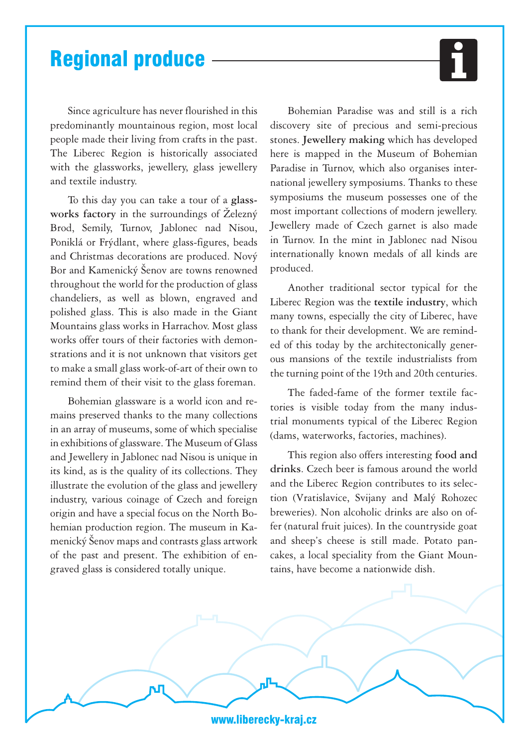# Regional produce

Since agriculture has never flourished in this predominantly mountainous region, most local people made their living from crafts in the past. The Liberec Region is historically associated with the glassworks, jewellery, glass jewellery and textile industry.

To this day you can take a tour of a **glassworks factory** in the surroundings of Železný Brod, Semily, Turnov, Jablonec nad Nisou, Poniklá or Frýdlant, where glass-figures, beads and Christmas decorations are produced. Nový Bor and Kamenický Šenov are towns renowned throughout the world for the production of glass chandeliers, as well as blown, engraved and polished glass. This is also made in the Giant Mountains glass works in Harrachov. Most glass works offer tours of their factories with demonstrations and it is not unknown that visitors get to make a small glass work-of-art of their own to remind them of their visit to the glass foreman.

Bohemian glassware is a world icon and remains preserved thanks to the many collections in an array of museums, some of which specialise in exhibitions of glassware. The Museum of Glass and Jewellery in Jablonec nad Nisou is unique in its kind, as is the quality of its collections. They illustrate the evolution of the glass and jewellery industry, various coinage of Czech and foreign origin and have a special focus on the North Bohemian production region. The museum in Kamenický Šenov maps and contrasts glass artwork of the past and present. The exhibition of engraved glass is considered totally unique.

Bohemian Paradise was and still is a rich discovery site of precious and semi-precious stones. **Jewellery making** which has developed here is mapped in the Museum of Bohemian Paradise in Turnov, which also organises international jewellery symposiums. Thanks to these symposiums the museum possesses one of the most important collections of modern jewellery. Jewellery made of Czech garnet is also made in Turnov. In the mint in Jablonec nad Nisou internationally known medals of all kinds are produced.

Another traditional sector typical for the Liberec Region was the **textile industry**, which many towns, especially the city of Liberec, have to thank for their development. We are reminded of this today by the architectonically generous mansions of the textile industrialists from the turning point of the 19th and 20th centuries.

The faded-fame of the former textile factories is visible today from the many industrial monuments typical of the Liberec Region (dams, waterworks, factories, machines).

This region also offers interesting **food and drinks**. Czech beer is famous around the world and the Liberec Region contributes to its selection (Vratislavice, Svijany and Malý Rohozec breweries). Non alcoholic drinks are also on offer (natural fruit juices). In the countryside goat and sheep's cheese is still made. Potato pancakes, a local speciality from the Giant Mountains, have become a nationwide dish.

www.liberecky-kraj.cz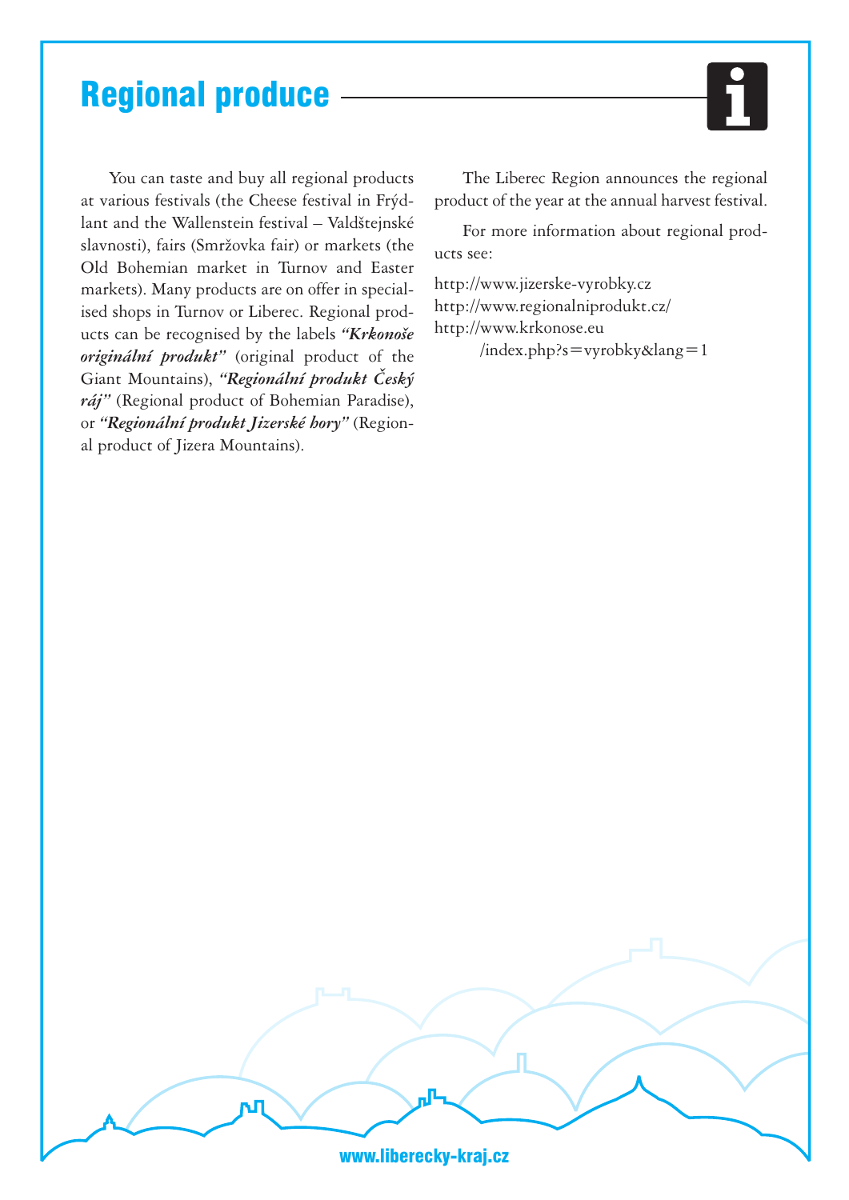# Regional produce

You can taste and buy all regional products at various festivals (the Cheese festival in Frýdlant and the Wallenstein festival – Valdštejnské slavnosti), fairs (Smržovka fair) or markets (the Old Bohemian market in Turnov and Easter markets). Many products are on offer in specialised shops in Turnov or Liberec. Regional products can be recognised by the labels ***"Krkonoše originální produkt"*** (original product of the Giant Mountains), ***"Regionální produkt Český ráj"*** (Regional product of Bohemian Paradise), or ***"Regionální produkt Jizerské hory"*** (Regional product of Jizera Mountains).

The Liberec Region announces the regional product of the year at the annual harvest festival.

For more information about regional products see:

http://www.jizerske-vyrobky.cz
http://www.regionalniprodukt.cz/
http://www.krkonose.eu/index.php?s=vyrobky&lang=1